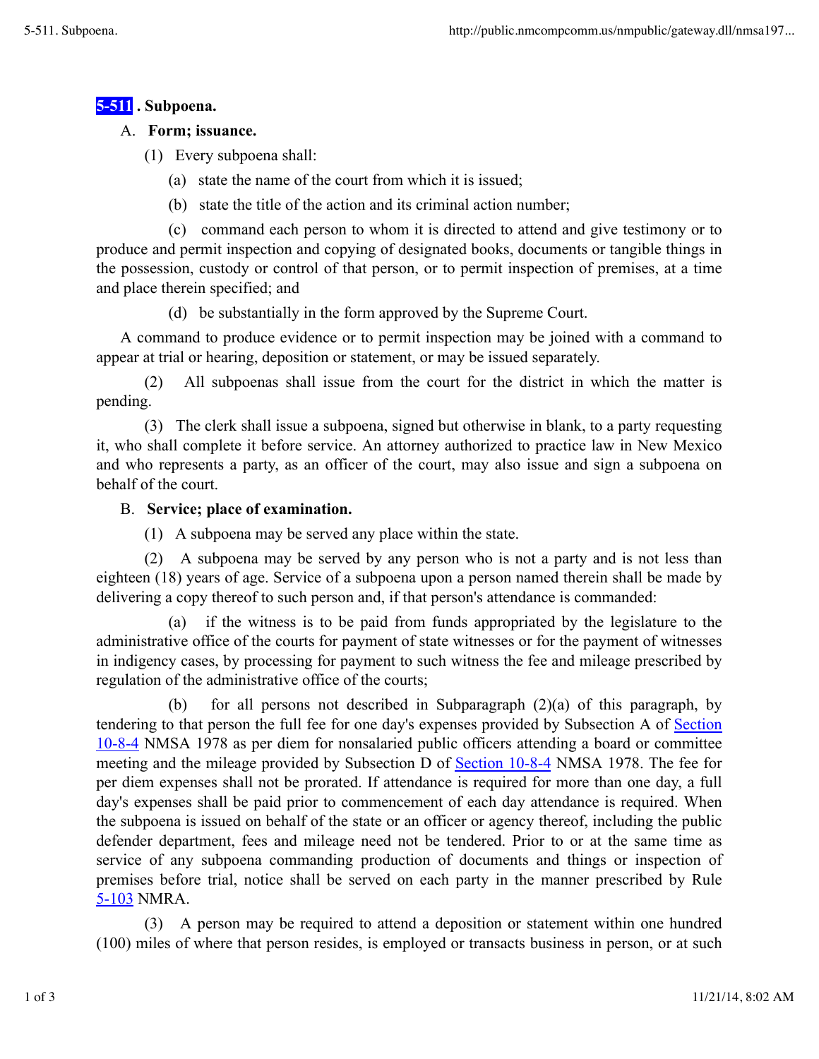## 5-511 . Subpoena.

A. **Form; issuance.**

(1) Every subpoena shall:

(a) state the name of the court from which it is issued;

(b) state the title of the action and its criminal action number;

(c) command each person to whom it is directed to attend and give testimony or to produce and permit inspection and copying of designated books, documents or tangible things in the possession, custody or control of that person, or to permit inspection of premises, at a time and place therein specified; and

(d) be substantially in the form approved by the Supreme Court.

A command to produce evidence or to permit inspection may be joined with a command to appear at trial or hearing, deposition or statement, or may be issued separately.

(2) All subpoenas shall issue from the court for the district in which the matter is pending.

(3) The clerk shall issue a subpoena, signed but otherwise in blank, to a party requesting it, who shall complete it before service. An attorney authorized to practice law in New Mexico and who represents a party, as an officer of the court, may also issue and sign a subpoena on behalf of the court.

B. **Service; place of examination.**

(1) A subpoena may be served any place within the state.

(2) A subpoena may be served by any person who is not a party and is not less than eighteen (18) years of age. Service of a subpoena upon a person named therein shall be made by delivering a copy thereof to such person and, if that person's attendance is commanded:

(a) if the witness is to be paid from funds appropriated by the legislature to the administrative office of the courts for payment of state witnesses or for the payment of witnesses in indigency cases, by processing for payment to such witness the fee and mileage prescribed by regulation of the administrative office of the courts;

(b) for all persons not described in Subparagraph (2)(a) of this paragraph, by tendering to that person the full fee for one day's expenses provided by Subsection A of Section 10-8-4 NMSA 1978 as per diem for nonsalaried public officers attending a board or committee meeting and the mileage provided by Subsection D of Section 10-8-4 NMSA 1978. The fee for per diem expenses shall not be prorated. If attendance is required for more than one day, a full day's expenses shall be paid prior to commencement of each day attendance is required. When the subpoena is issued on behalf of the state or an officer or agency thereof, including the public defender department, fees and mileage need not be tendered. Prior to or at the same time as service of any subpoena commanding production of documents and things or inspection of premises before trial, notice shall be served on each party in the manner prescribed by Rule 5-103 NMRA.

(3) A person may be required to attend a deposition or statement within one hundred (100) miles of where that person resides, is employed or transacts business in person, or at such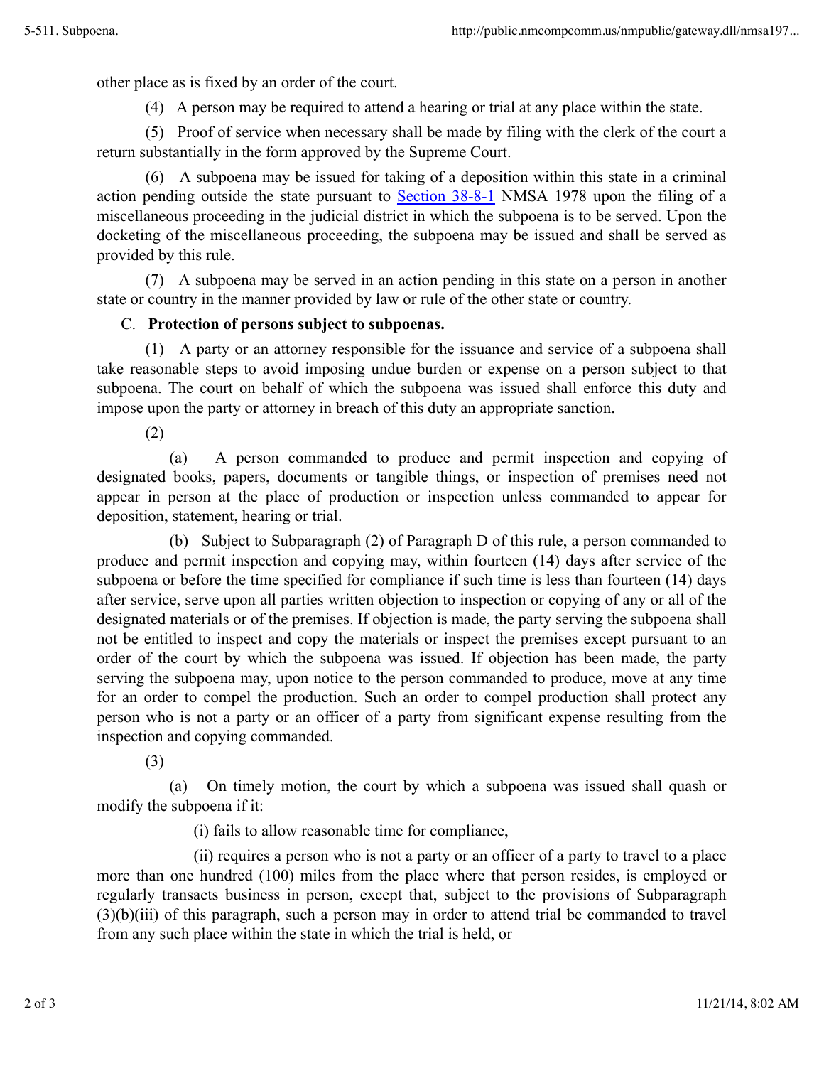other place as is fixed by an order of the court.

(4) A person may be required to attend a hearing or trial at any place within the state.

(5) Proof of service when necessary shall be made by filing with the clerk of the court a return substantially in the form approved by the Supreme Court.

(6) A subpoena may be issued for taking of a deposition within this state in a criminal action pending outside the state pursuant to Section 38-8-1 NMSA 1978 upon the filing of a miscellaneous proceeding in the judicial district in which the subpoena is to be served. Upon the docketing of the miscellaneous proceeding, the subpoena may be issued and shall be served as provided by this rule.

(7) A subpoena may be served in an action pending in this state on a person in another state or country in the manner provided by law or rule of the other state or country.

C. **Protection of persons subject to subpoenas.**

(1) A party or an attorney responsible for the issuance and service of a subpoena shall take reasonable steps to avoid imposing undue burden or expense on a person subject to that subpoena. The court on behalf of which the subpoena was issued shall enforce this duty and impose upon the party or attorney in breach of this duty an appropriate sanction.

(2)

(a) A person commanded to produce and permit inspection and copying of designated books, papers, documents or tangible things, or inspection of premises need not appear in person at the place of production or inspection unless commanded to appear for deposition, statement, hearing or trial.

(b) Subject to Subparagraph (2) of Paragraph D of this rule, a person commanded to produce and permit inspection and copying may, within fourteen (14) days after service of the subpoena or before the time specified for compliance if such time is less than fourteen (14) days after service, serve upon all parties written objection to inspection or copying of any or all of the designated materials or of the premises. If objection is made, the party serving the subpoena shall not be entitled to inspect and copy the materials or inspect the premises except pursuant to an order of the court by which the subpoena was issued. If objection has been made, the party serving the subpoena may, upon notice to the person commanded to produce, move at any time for an order to compel the production. Such an order to compel production shall protect any person who is not a party or an officer of a party from significant expense resulting from the inspection and copying commanded.

(3)

(a) On timely motion, the court by which a subpoena was issued shall quash or modify the subpoena if it:

(i) fails to allow reasonable time for compliance,

(ii) requires a person who is not a party or an officer of a party to travel to a place more than one hundred (100) miles from the place where that person resides, is employed or regularly transacts business in person, except that, subject to the provisions of Subparagraph (3)(b)(iii) of this paragraph, such a person may in order to attend trial be commanded to travel from any such place within the state in which the trial is held, or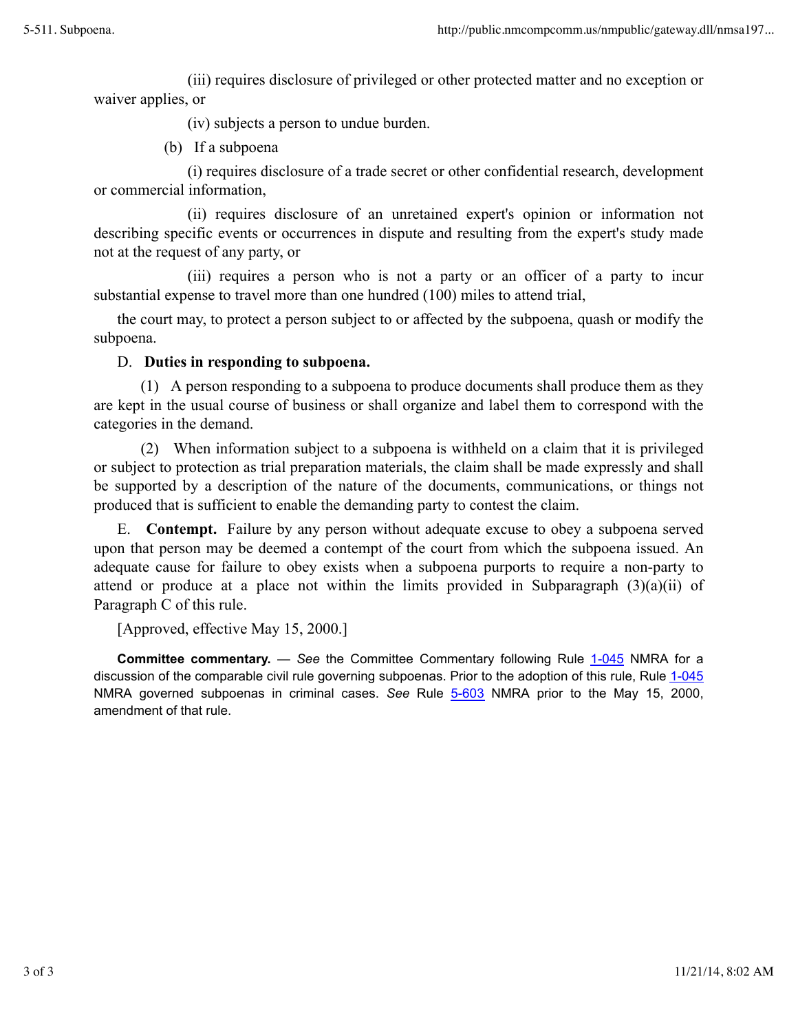(iii) requires disclosure of privileged or other protected matter and no exception or waiver applies, or

(iv) subjects a person to undue burden.

(b) If a subpoena

(i) requires disclosure of a trade secret or other confidential research, development or commercial information,

(ii) requires disclosure of an unretained expert's opinion or information not describing specific events or occurrences in dispute and resulting from the expert's study made not at the request of any party, or

(iii) requires a person who is not a party or an officer of a party to incur substantial expense to travel more than one hundred (100) miles to attend trial,

the court may, to protect a person subject to or affected by the subpoena, quash or modify the subpoena.

D. **Duties in responding to subpoena.**

(1) A person responding to a subpoena to produce documents shall produce them as they are kept in the usual course of business or shall organize and label them to correspond with the categories in the demand.

(2) When information subject to a subpoena is withheld on a claim that it is privileged or subject to protection as trial preparation materials, the claim shall be made expressly and shall be supported by a description of the nature of the documents, communications, or things not produced that is sufficient to enable the demanding party to contest the claim.

E. **Contempt.** Failure by any person without adequate excuse to obey a subpoena served upon that person may be deemed a contempt of the court from which the subpoena issued. An adequate cause for failure to obey exists when a subpoena purports to require a non-party to attend or produce at a place not within the limits provided in Subparagraph (3)(a)(ii) of Paragraph C of this rule.

[Approved, effective May 15, 2000.]

**Committee commentary.** — *See* the Committee Commentary following Rule 1-045 NMRA for a discussion of the comparable civil rule governing subpoenas. Prior to the adoption of this rule, Rule 1-045 NMRA governed subpoenas in criminal cases. *See* Rule 5-603 NMRA prior to the May 15, 2000, amendment of that rule.